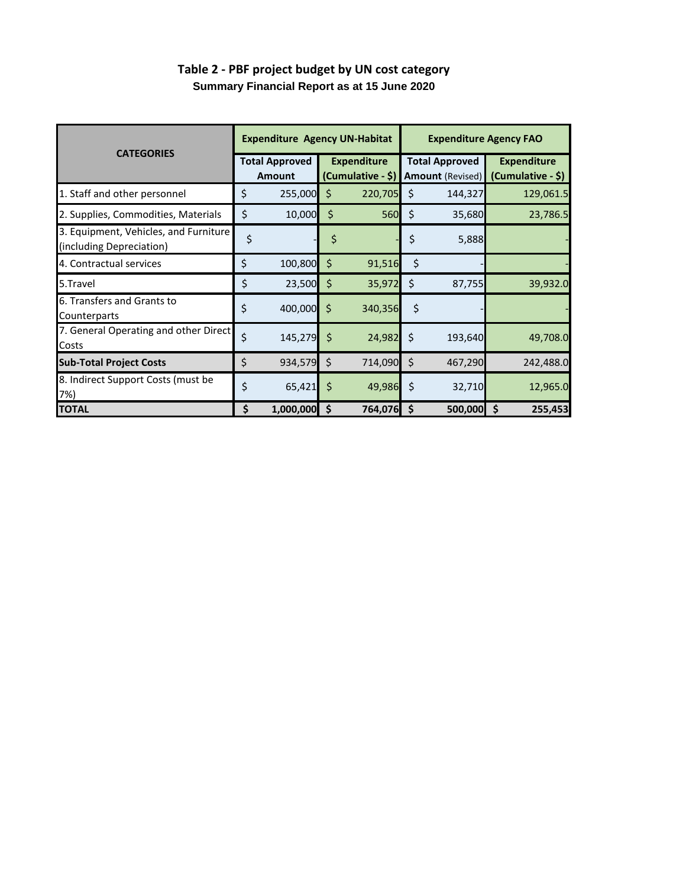## Table 2 - PBF project budget by UN cost category

### Summary Financial Report as at 15 June 2020

| CATEGORIES | Expenditure Agency UN-Habitat | | Expenditure Agency FAO | |
|---|---|---|---|---|
| | Total Approved Amount | Expenditure (Cumulative - $) | Total Approved Amount (Revised) | Expenditure (Cumulative - $) |
| 1. Staff and other personnel | $ 255,000 | $ 220,705 | $ 144,327 | 129,061.5 |
| 2. Supplies, Commodities, Materials | $ 10,000 | $ 560 | $ 35,680 | 23,786.5 |
| 3. Equipment, Vehicles, and Furniture (including Depreciation) | $ - | $ - | $ 5,888 | - |
| 4. Contractual services | $ 100,800 | $ 91,516 | $ - | - |
| 5.Travel | $ 23,500 | $ 35,972 | $ 87,755 | 39,932.0 |
| 6. Transfers and Grants to Counterparts | $ 400,000 | $ 340,356 | $ - | - |
| 7. General Operating and other Direct Costs | $ 145,279 | $ 24,982 | $ 193,640 | 49,708.0 |
| **Sub-Total Project Costs** | $ 934,579 | $ 714,090 | $ 467,290 | 242,488.0 |
| 8. Indirect Support Costs (must be 7%) | $ 65,421 | $ 49,986 | $ 32,710 | 12,965.0 |
| **TOTAL** | **$ 1,000,000** | **$ 764,076** | **$ 500,000** | **$ 255,453** |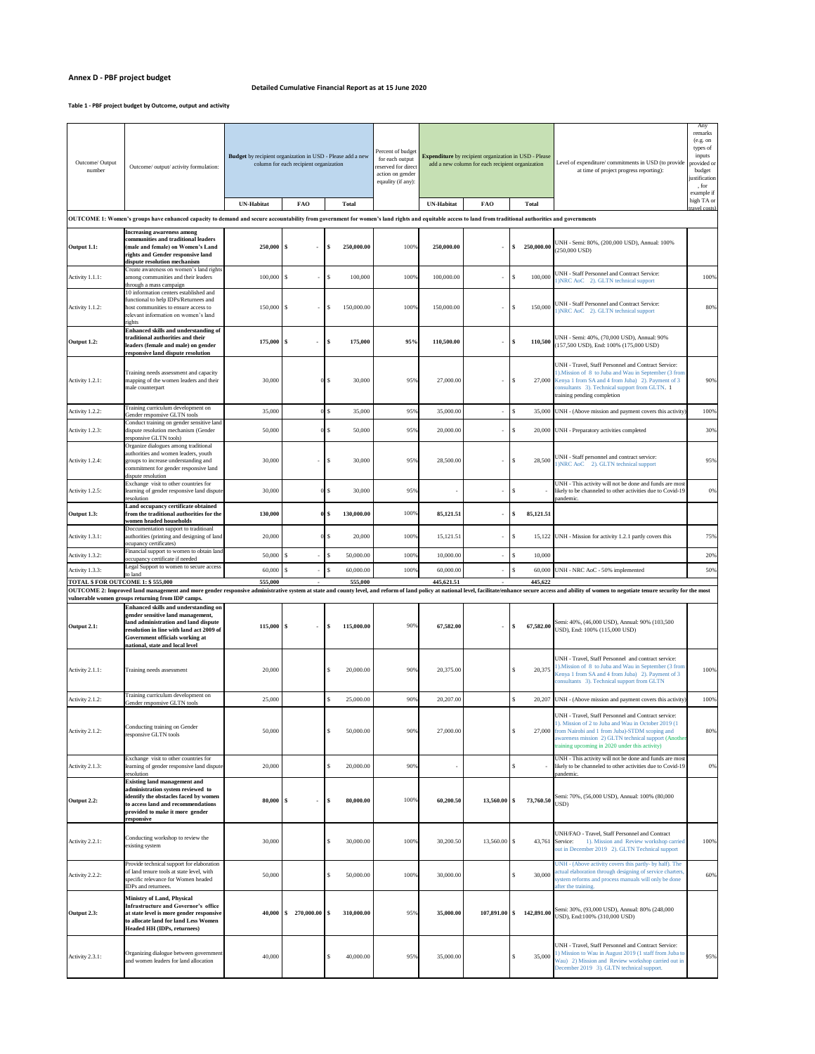**Annex D - PBF project budget**

**Detailed Cumulative Financial Report as at 15 June 2020**

**Table 1 - PBF project budget by Outcome, output and activity**

| Outcome/ Output number | Outcome/ output/ activity formulation: | Budget by recipient organization in USD - Please add a new column for each recipient organization | | | Percent of budget for each output reserved for direct action on gender equality (if any): | Expenditure by recipient organization in USD - Please add a new column for each recipient organization | | | Level of expenditure/ commitments in USD (to provide at time of project progress reporting): | Any remarks (e.g. on types of inputs provided or budget justification, for example if high TA or travel costs) |
|---|---|---|---|---|---|---|---|---|---|---|
| | | UN-Habitat | FAO | Total | | UN-Habitat | FAO | Total | | |
| **OUTCOME 1: Women's groups have enhanced capacity to demand and secure accountability from government for women's land rights and equitable access to land from traditional authorities and governments** | | | | | | | | | | |
| **Output 1.1:** | **Increasing awareness among communities and traditional leaders (male and female) on Women's Land rights and Gender responsive land dispute resolution mechanism** | **250,000** | **$ -** | **$ 250,000.00** | 100% | **250,000.00** | - | **$ 250,000.00** | UNH - Semi: 80%, (200,000 USD), Annual: 100% (250,000 USD) | |
| Activity 1.1.1: | Create awareness on women's land rights among communities and their leaders through a mass campaign | 100,000 | $ - | $ 100,000 | 100% | 100,000.00 | - | $ 100,000 | UNH - Staff Personnel and Contract Service: 1)NRC AoC 2). GLTN technical support | 100% |
| Activity 1.1.2: | 10 information centers established and functional to help IDPs/Returnees and host communities to ensure access to relevant information on women's land rights | 150,000 | $ - | $ 150,000.00 | 100% | 150,000.00 | - | $ 150,000 | UNH - Staff Personnel and Contract Service: 1)NRC AoC 2). GLTN technical support | 80% |
| **Output 1.2:** | **Enhanced skills and understanding of traditional authorities and their leaders (female and male) on gender responsive land dispute resolution** | **175,000** | **$ -** | **$ 175,000** | **95%** | **110,500.00** | - | **$ 110,500** | UNH - Semi: 40%, (70,000 USD), Annual: 90% (157,500 USD), End: 100% (175,000 USD) | |
| Activity 1.2.1: | Training needs assessment and capacity mapping of the women leaders and their male counterpart | 30,000 | 0 | $ 30,000 | 95% | 27,000.00 | - | $ 27,000 | UNH - Travel, Staff Personnel and Contract Service: 1).Mission of 8 to Juba and Wau in September (3 from Kenya 1 from SA and 4 from Juba) 2). Payment of 3 consultants 3). Technical support from GLTN. 1 training pending completion | 90% |
| Activity 1.2.2: | Training curriculum development on Gender responsive GLTN tools | 35,000 | 0 | $ 35,000 | 95% | 35,000.00 | - | $ 35,000 | UNH - (Above mission and payment covers this activity) | 100% |
| Activity 1.2.3: | Conduct training on gender sensitive land dispute resolution mechanism (Gender responsive GLTN tools) | 50,000 | 0 | $ 50,000 | 95% | 20,000.00 | - | $ 20,000 | UNH - Preparatory activities completed | 30% |
| Activity 1.2.4: | Organize dialogues among traditional authorities and women leaders, youth groups to increase understanding and commitment for gender responsive land dispute resolution | 30,000 | - | $ 30,000 | 95% | 28,500.00 | - | $ 28,500 | UNH - Staff personnel and contract service: 1)NRC AoC 2). GLTN technical support | 95% |
| Activity 1.2.5: | Exchange visit to other countries for learning of gender responsive land dispute resolution | 30,000 | 0 | $ 30,000 | 95% | - | - | $ - | UNH - This activity will not be done and funds are most likely to be channeled to other activities due to Covid-19 pandemic. | 0% |
| **Output 1.3:** | **Land occupancy certificate obtained from the traditional authorities for the women headed households** | **130,000** | **0** | **$ 130,000.00** | 100% | **85,121.51** | - | **$ 85,121.51** | | |
| Activity 1.3.1: | Doccumentation support to traditioanl authorities (printing and designing of land ocupancy certificates) | 20,000 | 0 | $ 20,000 | 100% | 15,121.51 | - | $ 15,122 | UNH - Mission for activity 1.2.1 partly covers this | 75% |
| Activity 1.3.2: | Financial support to women to obtain land occupancy certificate if needed | 50,000 | $ - | $ 50,000.00 | 100% | 10,000.00 | - | $ 10,000 | | 20% |
| Activity 1.3.3: | Legal Support to women to secure access to land | 60,000 | $ - | $ 60,000.00 | 100% | 60,000.00 | - | $ 60,000 | UNH - NRC AoC - 50% implemented | 50% |
| **TOTAL $ FOR OUTCOME 1: $ 555,000** | | **555,000** | **-** | **555,000** | | **445,621.51** | **-** | **445,622** | | |
| **OUTCOME 2: Improved land management and more gender responsive administrative system at state and county level, and reform of land policy at national level, facilitate/enhance secure access and ability of women to negotiate tenure security for the most vulnerable women groups returning from IDP camps.** | | | | | | | | | | |
| **Output 2.1:** | **Enhanced skills and understanding on gender sensitive land management, land administration and land dispute resolution in line with land act 2009 of Government officials working at national, state and local level** | **115,000** | **$ -** | **$ 115,000.00** | 90% | **67,582.00** | - | **$ 67,582.00** | Semi: 40%, (46,000 USD), Annual: 90% (103,500 USD), End: 100% (115,000 USD) | |
| Activity 2.1.1: | Training needs assessment | 20,000 | | $ 20,000.00 | 90% | 20,375.00 | | $ 20,375 | UNH - Travel, Staff Personnel and contract service: 1).Mission of 8 to Juba and Wau in September (3 from Kenya 1 from SA and 4 from Juba) 2). Payment of 3 consultants 3). Technical support from GLTN | 100% |
| Activity 2.1.2: | Training curriculum development on Gender responsive GLTN tools | 25,000 | | $ 25,000.00 | 90% | 20,207.00 | | $ 20,207 | UNH - (Above mission and payment covers this activity) | 100% |
| Activity 2.1.2: | Conducting training on Gender responsive GLTN tools | 50,000 | | $ 50,000.00 | 90% | 27,000.00 | | $ 27,000 | UNH - Travel, Staff Personnel and Contract service: 1). Mission of 2 to Juba and Wau in October 2019 (1 from Nairobi and 1 from Juba)-STDM scoping and awareness mission 2) GLTN technical support (Another training upcoming in 2020 under this activity) | 80% |
| Activity 2.1.3: | Exchange visit to other countries for learning of gender responsive land dispute resolution | 20,000 | | $ 20,000.00 | 90% | - | | $ - | UNH - This activity will not be done and funds are most likely to be channeled to other activities due to Covid-19 pandemic. | 0% |
| **Output 2.2:** | **Existing land management and administration system reviewed to identify the obstacles faced by women to access land and recommendations provided to make it more gender responsive** | **80,000** | **$ -** | **$ 80,000.00** | 100% | **60,200.50** | **13,560.00** | **$ 73,760.50** | Semi: 70%, (56,000 USD), Annual: 100% (80,000 USD) | |
| Activity 2.2.1: | Conducting workshop to review the existing system | 30,000 | | $ 30,000.00 | 100% | 30,200.50 | 13,560.00 | $ 43,761 | UNH/FAO - Travel, Staff Personnel and Contract Service: 1). Mission and Review workshop carried out in December 2019 2). GLTN Technical support | 100% |
| Activity 2.2.2: | Provide technical support for elaboration of land tenure tools at state level, with specific relevance for Women headed IDPs and returnees. | 50,000 | | $ 50,000.00 | 100% | 30,000.00 | | $ 30,000 | UNH - (Above activity covers this partly- by half). The actual elaboration through designing of service charters, system reforms and process manuals will only be done after the training. | 60% |
| **Output 2.3:** | **Ministry of Land, Physical Infrastructure and Governor's office at state level is more gender responsive to allocate land for land Less Women Headed HH (IDPs, returnees)** | **40,000** | **$ 270,000.00** | **$ 310,000.00** | 95% | **35,000.00** | **107,891.00** | **$ 142,891.00** | Semi: 30%, (93,000 USD), Annual: 80% (248,000 USD), End:100% (310,000 USD) | |
| Activity 2.3.1: | Organizing dialogue between government and women leaders for land allocation | 40,000 | | $ 40,000.00 | 95% | 35,000.00 | | $ 35,000 | UNH - Travel, Staff Personnel and Contract Service: 1) Mission to Wau in August 2019 (1 staff from Juba to Wau) 2) Mission and Review workshop carried out in December 2019 3). GLTN technical support. | 95% |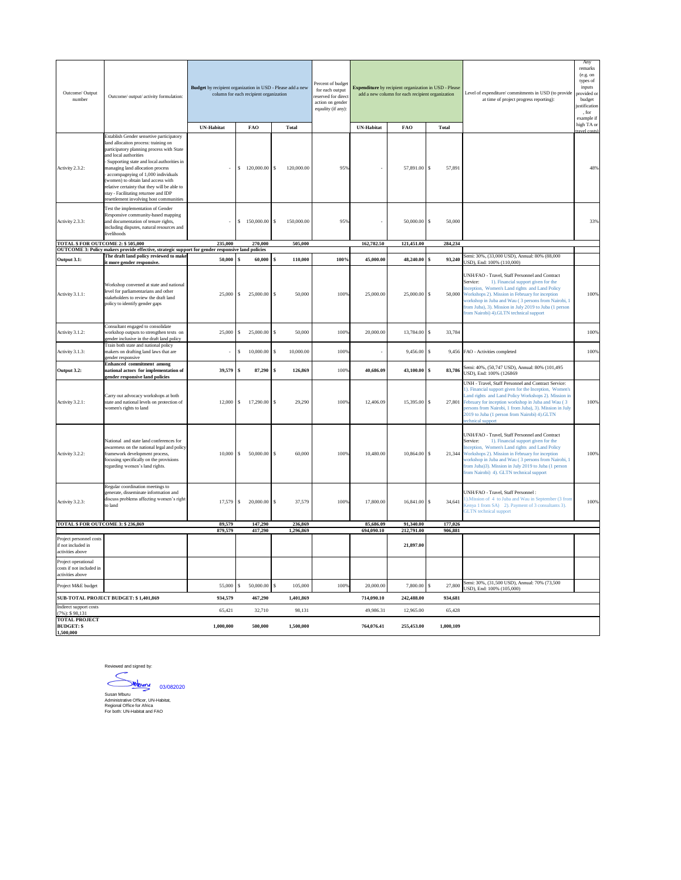| Outcome/ Output number | Outcome/ output/ activity formulation: | Budget by recipient organization in USD - Please add a new column for each recipient organization | | | Percent of budget for each output reserved for direct action on gender equality (if any): | Expenditure by recipient organization in USD - Please add a new column for each recipient organization | | | Level of expenditure/ commitments in USD (to provide at time of project progress reporting): | Any remarks (e.g. on types of inputs provided or budget justification, for example if high TA or travel costs) |
|---|---|---|---|---|---|---|---|---|---|---|
| | | UN-Habitat | FAO | Total | | UN-Habitat | FAO | Total | | |
| Activity 2.3.2: | Establish Gender sensetive participatory land allocaiton process: training on participatory planning process with State and local authorities - Supporting state and local authorities in managing land allocation process - accompagnying of 1,000 individuals (women) to obtain land access with relative certainty that they will be able to stay - Facilitating returnee and IDP resettlement involving host communities | - | $ 120,000.00 | $ 120,000.00 | 95% | - | 57,891.00 | $ 57,891 | | 48% |
| Activity 2.3.3: | Test the implementation of Gender Responsive community-based mapping and documentation of tenure rights, including disputes, natural resources and livelihoods | - | $ 150,000.00 | $ 150,000.00 | 95% | - | 50,000.00 | $ 50,000 | | 33% |
| **TOTAL $ FOR OUTCOME 2: $ 505,000** | | **235,000** | **270,000** | **505,000** | | **162,782.50** | **121,451.00** | **284,234** | | |
| **OUTCOME 3: Policy makers provide effective, strategic support for gender responsive land policies** | | | | | | | | | | |
| **Output 3.1:** | **The draft land policy reviewed to make it more gender responsive.** | **50,000** | **$ 60,000** | **$ 110,000** | **100%** | **45,000.00** | **48,240.00** | **$ 93,240** | Semi: 30%, (33,000 USD), Annual: 80% (88,000 USD), End: 100% (110,000) | |
| Activity 3.1.1: | Workshop convened at state and national level for parliamentarians and other stakeholders to review the draft land policy to identify gender gaps | 25,000 | $ 25,000.00 | $ 50,000 | 100% | 25,000.00 | 25,000.00 | $ 50,000 | UNH/FAO - Travel, Staff Personnel and Contract Service: 1). Financial support given for the Inception, Women's Land rights and Land Policy Workshops 2). Mission in February for inception workshop in Juba and Wau ( 3 persons from Nairobi, 1 from Juba), 3). Mission in July 2019 to Juba (1 person from Nairobi) 4).GLTN technical support | 100% |
| Activity 3.1.2: | Consultant engaged to consolidate workshop outputs to strengthen texts on gender inclusive in the draft land policy | 25,000 | $ 25,000.00 | $ 50,000 | 100% | 20,000.00 | 13,784.00 | $ 33,784 | | 100% |
| Activity 3.1.3: | Train both state and national policy makers on drafting land laws that are gender responsive | - | $ 10,000.00 | $ 10,000.00 | 100% | - | 9,456.00 | $ 9,456 | FAO - Activities completed | 100% |
| **Output 3.2:** | **Enhanced commitment among national actors for implementation of gender responsive land policies** | **39,579** | **$ 87,290** | **$ 126,869** | 100% | **40,686.09** | **43,100.00** | **$ 83,786** | Semi: 40%, (50,747 USD), Annual: 80% (101,495 USD), End: 100% (126869 | |
| Activity 3.2.1: | Carry out advocacy workshops at both state and national levels on protection of women's rights to land | 12,000 | $ 17,290.00 | $ 29,290 | 100% | 12,406.09 | 15,395.00 | $ 27,801 | UNH - Travel, Staff Personnel and Contract Service: 1). Financial support given for the Inception, Women's Land rights and Land Policy Workshops 2). Mission in February for inception workshop in Juba and Wau ( 3 persons from Nairobi, 1 from Juba), 3). Mission in July 2019 to Juba (1 person from Nairobi) 4).GLTN technical support | 100% |
| Activity 3.2.2: | National and state land conferences for awareness on the national legal and policy framework development process, focusing specifically on the provisions regarding women`s land rights. | 10,000 | $ 50,000.00 | $ 60,000 | 100% | 10,480.00 | 10,864.00 | $ 21,344 | UNH/FAO - Travel, Staff Personnel and Contract Service: 1). Financial support given for the Inception, Women's Land rights and Land Policy Workshops 2). Mission in February for inception workshop in Juba and Wau ( 3 persons from Nairobi, 1 from Juba)3). Mission in July 2019 to Juba (1 person from Nairobi) 4). GLTN technical support | 100% |
| Activity 3.2.3: | Regular coordination meetings to generate, disseminate information and discuss problems affecting women`s right to land | 17,579 | $ 20,000.00 | $ 37,579 | 100% | 17,800.00 | 16,841.00 | $ 34,641 | UNH/FAO - Travel, Staff Personnel : 1).Mission of 4 to Juba and Wau in September (3 from Kenya 1 from SA) 2). Payment of 3 consultants 3). GLTN technical support | 100% |
| **TOTAL $ FOR OUTCOME 3: $ 236,869** | | **89,579** | **147,290** | **236,869** | | **85,686.09** | **91,340.00** | **177,026** | | |
| | | **879,579** | **417,290** | **1,296,869** | | **694,090.10** | **212,791.00** | **906,881** | | |
| Project personnel costs if not included in activities above | | | | | | | **21,897.00** | | | |
| Project operational costs if not included in activities above | | | | | | | | | | |
| Project M&E budget | | 55,000 | $ 50,000.00 | $ 105,000 | 100% | 20,000.00 | 7,800.00 | $ 27,800 | Semi: 30%, (31,500 USD), Annual: 70% (73,500 USD), End: 100% (105,000) | |
| **SUB-TOTAL PROJECT BUDGET: $ 1,401,869** | | **934,579** | **467,290** | **1,401,869** | | **714,090.10** | **242,488.00** | **934,681** | | |
| Indirect support costs (7%): $ 98,131 | | 65,421 | 32,710 | 98,131 | | 49,986.31 | 12,965.00 | 65,428 | | |
| **TOTAL PROJECT BUDGET: $ 1,500,000** | | **1,000,000** | **500,000** | **1,500,000** | | **764,076.41** | **255,453.00** | **1,000,109** | | |

Reviewed and signed by:

03/082020

Susan Mburu
Administrative Officer, UN-Habitat,
Regional Office for Africa
For both: UN-Habitat and FAO